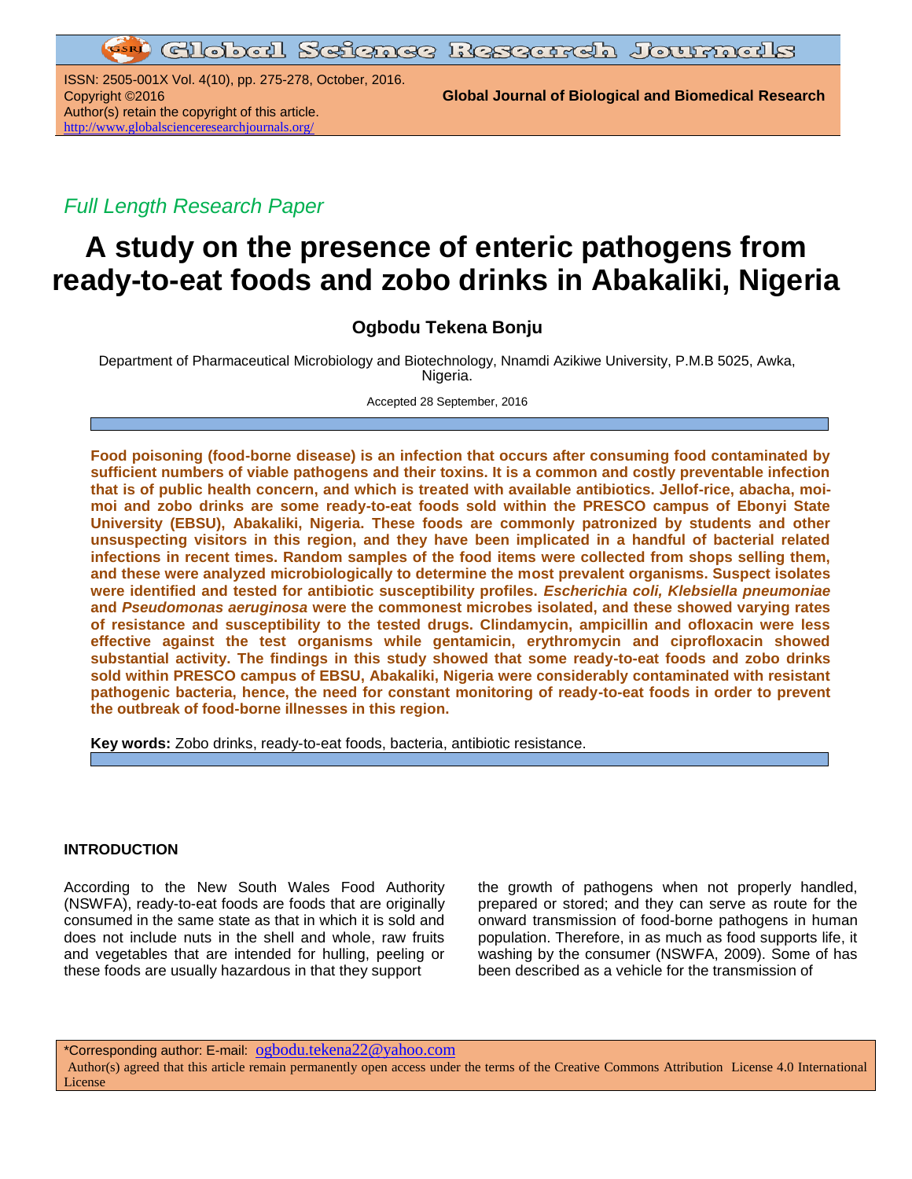*Full Length Research Paper*

# A study on the presence of enteric pathogens from ready-to-eat foods and zobo drinks in Abakaliki, Nigeria

**Ogbodu Tekena Bonju**

Department of Pharmaceutical Microbiology and Biotechnology, Nnamdi Azikiwe University, P.M.B 5025, Awka, Nigeria.

Accepted 28 September, 2016

**Food poisoning (food-borne disease) is an infection that occurs after consuming food contaminated by sufficient numbers of viable pathogens and their toxins. It is a common and costly preventable infection that is of public health concern, and which is treated with available antibiotics. Jellof-rice, abacha, moi-moi and zobo drinks are some ready-to-eat foods sold within the PRESCO campus of Ebonyi State University (EBSU), Abakaliki, Nigeria. These foods are commonly patronized by students and other unsuspecting visitors in this region, and they have been implicated in a handful of bacterial related infections in recent times. Random samples of the food items were collected from shops selling them, and these were analyzed microbiologically to determine the most prevalent organisms. Suspect isolates were identified and tested for antibiotic susceptibility profiles. *Escherichia coli, Klebsiella pneumoniae* and *Pseudomonas aeruginosa* were the commonest microbes isolated, and these showed varying rates of resistance and susceptibility to the tested drugs. Clindamycin, ampicillin and ofloxacin were less effective against the test organisms while gentamicin, erythromycin and ciprofloxacin showed substantial activity. The findings in this study showed that some ready-to-eat foods and zobo drinks sold within PRESCO campus of EBSU, Abakaliki, Nigeria were considerably contaminated with resistant pathogenic bacteria, hence, the need for constant monitoring of ready-to-eat foods in order to prevent the outbreak of food-borne illnesses in this region.**

**Key words:** Zobo drinks, ready-to-eat foods, bacteria, antibiotic resistance.

## INTRODUCTION

According to the New South Wales Food Authority (NSWFA), ready-to-eat foods are foods that are originally consumed in the same state as that in which it is sold and does not include nuts in the shell and whole, raw fruits and vegetables that are intended for hulling, peeling or washing by the consumer (NSWFA, 2009). Some of these foods are usually hazardous in that they support the growth of pathogens when not properly handled, prepared or stored; and they can serve as route for the onward transmission of food-borne pathogens in human population. Therefore, in as much as food supports life, it has been described as a vehicle for the transmission of

*Corresponding author: E-mail: ogbodu.tekena22@yahoo.com

Author(s) agreed that this article remain permanently open access under the terms of the Creative Commons Attribution License 4.0 International License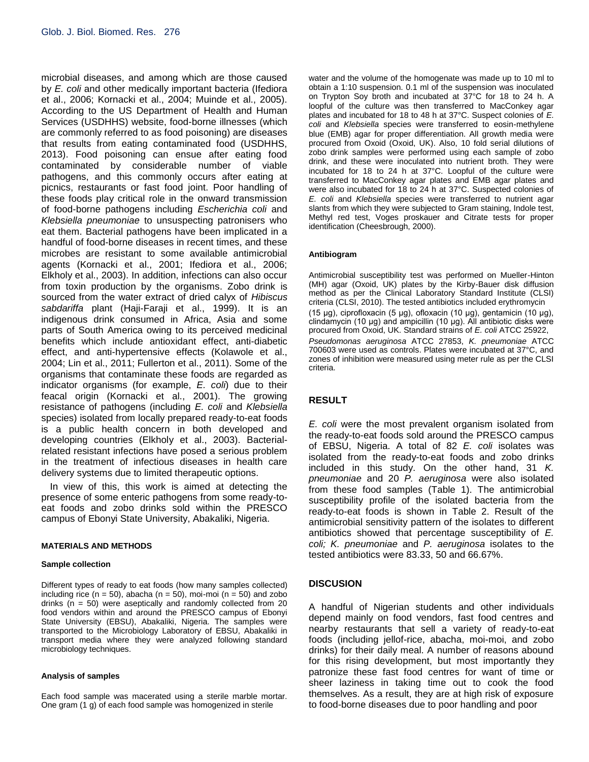microbial diseases, and among which are those caused by *E. coli* and other medically important bacteria (Ifediora et al., 2006; Kornacki et al., 2004; Muinde et al., 2005). According to the US Department of Health and Human Services (USDHHS) website, food-borne illnesses (which are commonly referred to as food poisoning) are diseases that results from eating contaminated food (USDHHS, 2013). Food poisoning can ensue after eating food contaminated by considerable number of viable pathogens, and this commonly occurs after eating at picnics, restaurants or fast food joint. Poor handling of these foods play critical role in the onward transmission of food-borne pathogens including *Escherichia coli* and *Klebsiella pneumoniae* to unsuspecting patronisers who eat them. Bacterial pathogens have been implicated in a handful of food-borne diseases in recent times, and these microbes are resistant to some available antimicrobial agents (Kornacki et al., 2001; Ifediora et al., 2006; Elkholy et al., 2003). In addition, infections can also occur from toxin production by the organisms. Zobo drink is sourced from the water extract of dried calyx of *Hibiscus sabdariffa* plant (Haji-Faraji et al., 1999). It is an indigenous drink consumed in Africa, Asia and some parts of South America owing to its perceived medicinal benefits which include antioxidant effect, anti-diabetic effect, and anti-hypertensive effects (Kolawole et al., 2004; Lin et al., 2011; Fullerton et al., 2011). Some of the organisms that contaminate these foods are regarded as indicator organisms (for example, *E. coli*) due to their feacal origin (Kornacki et al., 2001). The growing resistance of pathogens (including *E. coli* and *Klebsiella* species) isolated from locally prepared ready-to-eat foods is a public health concern in both developed and developing countries (Elkholy et al., 2003). Bacterial-related resistant infections have posed a serious problem in the treatment of infectious diseases in health care delivery systems due to limited therapeutic options.

In view of this, this work is aimed at detecting the presence of some enteric pathogens from some ready-to-eat foods and zobo drinks sold within the PRESCO campus of Ebonyi State University, Abakaliki, Nigeria.

## MATERIALS AND METHODS

### Sample collection

Different types of ready to eat foods (how many samples collected) including rice (n = 50), abacha (n = 50), moi-moi (n = 50) and zobo drinks (n = 50) were aseptically and randomly collected from 20 food vendors within and around the PRESCO campus of Ebonyi State University (EBSU), Abakaliki, Nigeria. The samples were transported to the Microbiology Laboratory of EBSU, Abakaliki in transport media where they were analyzed following standard microbiology techniques.

### Analysis of samples

Each food sample was macerated using a sterile marble mortar. One gram (1 g) of each food sample was homogenized in sterile water and the volume of the homogenate was made up to 10 ml to obtain a 1:10 suspension. 0.1 ml of the suspension was inoculated on Trypton Soy broth and incubated at 37°C for 18 to 24 h. A loopful of the culture was then transferred to MacConkey agar plates and incubated for 18 to 48 h at 37°C. Suspect colonies of *E. coli* and *Klebsiella* species were transferred to eosin-methylene blue (EMB) agar for proper differentiation. All growth media were procured from Oxoid (Oxoid, UK). Also, 10 fold serial dilutions of zobo drink samples were performed using each sample of zobo drink, and these were inoculated into nutrient broth. They were incubated for 18 to 24 h at 37°C. Loopful of the culture were transferred to MacConkey agar plates and EMB agar plates and were also incubated for 18 to 24 h at 37°C. Suspected colonies of *E. coli* and *Klebsiella* species were transferred to nutrient agar slants from which they were subjected to Gram staining, Indole test, Methyl red test, Voges proskauer and Citrate tests for proper identification (Cheesbrough, 2000).

### Antibiogram

Antimicrobial susceptibility test was performed on Mueller-Hinton (MH) agar (Oxoid, UK) plates by the Kirby-Bauer disk diffusion method as per the Clinical Laboratory Standard Institute (CLSI) criteria (CLSI, 2010). The tested antibiotics included erythromycin (15 μg), ciprofloxacin (5 μg), ofloxacin (10 μg), gentamicin (10 μg), clindamycin (10 μg) and ampicillin (10 μg). All antibiotic disks were procured from Oxoid, UK. Standard strains of *E. coli* ATCC 25922, *Pseudomonas aeruginosa* ATCC 27853, *K. pneumoniae* ATCC 700603 were used as controls. Plates were incubated at 37°C, and zones of inhibition were measured using meter rule as per the CLSI criteria.

## RESULT

*E. coli* were the most prevalent organism isolated from the ready-to-eat foods sold around the PRESCO campus of EBSU, Nigeria. A total of 82 *E. coli* isolates was isolated from the ready-to-eat foods and zobo drinks included in this study. On the other hand, 31 *K. pneumoniae* and 20 *P. aeruginosa* were also isolated from these food samples (Table 1). The antimicrobial susceptibility profile of the isolated bacteria from the ready-to-eat foods is shown in Table 2. Result of the antimicrobial sensitivity pattern of the isolates to different antibiotics showed that percentage susceptibility of *E. coli; K. pneumoniae* and *P. aeruginosa* isolates to the tested antibiotics were 83.33, 50 and 66.67%.

## DISCUSION

A handful of Nigerian students and other individuals depend mainly on food vendors, fast food centres and nearby restaurants that sell a variety of ready-to-eat foods (including jellof-rice, abacha, moi-moi, and zobo drinks) for their daily meal. A number of reasons abound for this rising development, but most importantly they patronize these fast food centres for want of time or sheer laziness in taking time out to cook the food themselves. As a result, they are at high risk of exposure to food-borne diseases due to poor handling and poor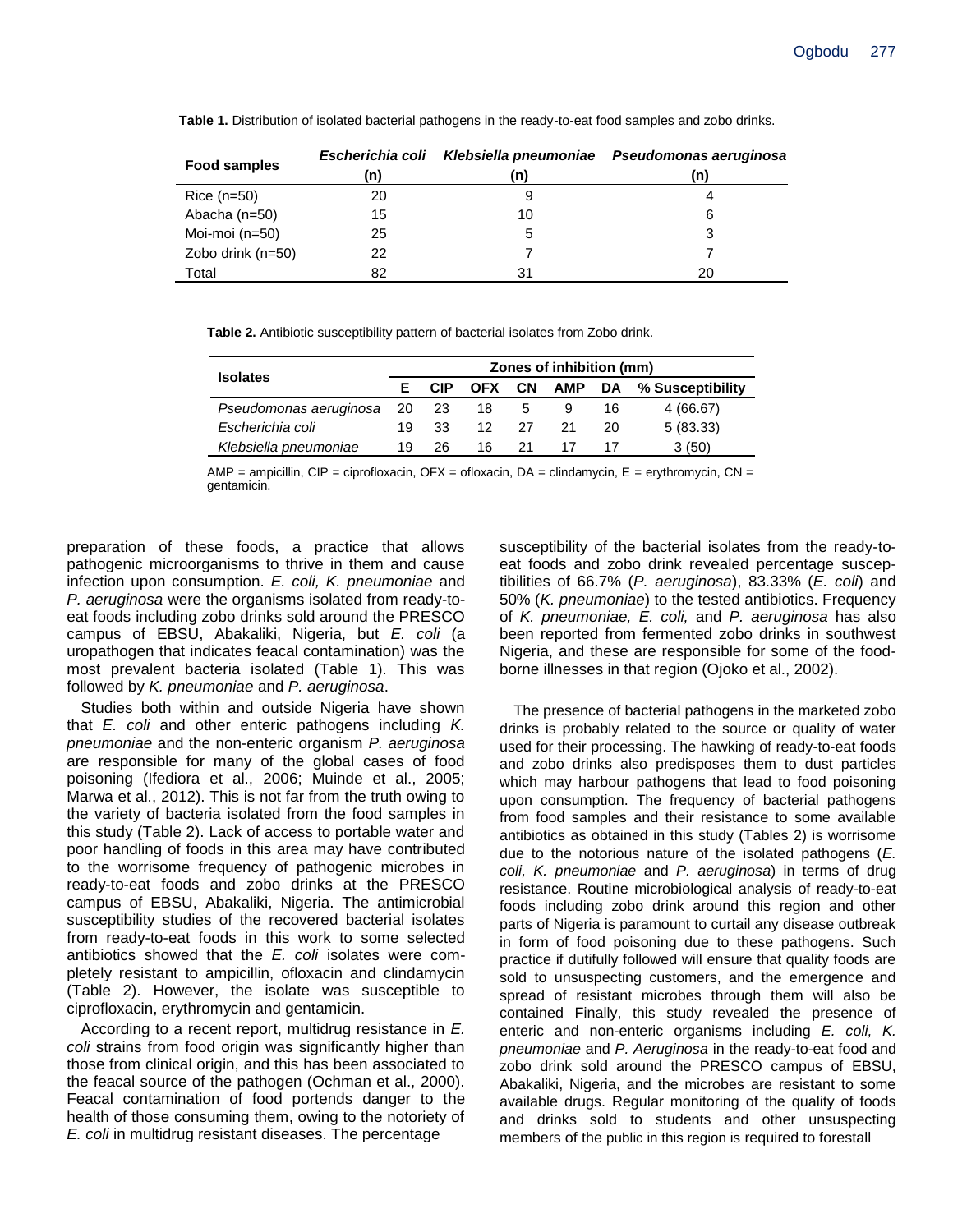**Table 1.** Distribution of isolated bacterial pathogens in the ready-to-eat food samples and zobo drinks.

| Food samples | *Escherichia coli* (n) | *Klebsiella pneumoniae* (n) | *Pseudomonas aeruginosa* (n) |
|---|---|---|---|
| Rice (n=50) | 20 | 9 | 4 |
| Abacha (n=50) | 15 | 10 | 6 |
| Moi-moi (n=50) | 25 | 5 | 3 |
| Zobo drink (n=50) | 22 | 7 | 7 |
| Total | 82 | 31 | 20 |

**Table 2.** Antibiotic susceptibility pattern of bacterial isolates from Zobo drink.

| Isolates | Zones of inhibition (mm) | | | | | | |
|---|---|---|---|---|---|---|---|
| | E | CIP | OFX | CN | AMP | DA | % Susceptibility |
| *Pseudomonas aeruginosa* | 20 | 23 | 18 | 5 | 9 | 16 | 4 (66.67) |
| *Escherichia coli* | 19 | 33 | 12 | 27 | 21 | 20 | 5 (83.33) |
| *Klebsiella pneumoniae* | 19 | 26 | 16 | 21 | 17 | 17 | 3 (50) |

AMP = ampicillin, CIP = ciprofloxacin, OFX = ofloxacin, DA = clindamycin, E = erythromycin, CN = gentamicin.

preparation of these foods, a practice that allows pathogenic microorganisms to thrive in them and cause infection upon consumption. *E. coli, K. pneumoniae* and *P. aeruginosa* were the organisms isolated from ready-to-eat foods including zobo drinks sold around the PRESCO campus of EBSU, Abakaliki, Nigeria, but *E. coli* (a uropathogen that indicates feacal contamination) was the most prevalent bacteria isolated (Table 1). This was followed by *K. pneumoniae* and *P. aeruginosa*.

Studies both within and outside Nigeria have shown that *E. coli* and other enteric pathogens including *K. pneumoniae* and the non-enteric organism *P. aeruginosa* are responsible for many of the global cases of food poisoning (Ifediora et al., 2006; Muinde et al., 2005; Marwa et al., 2012). This is not far from the truth owing to the variety of bacteria isolated from the food samples in this study (Table 2). Lack of access to portable water and poor handling of foods in this area may have contributed to the worrisome frequency of pathogenic microbes in ready-to-eat foods and zobo drinks at the PRESCO campus of EBSU, Abakaliki, Nigeria. The antimicrobial susceptibility studies of the recovered bacterial isolates from ready-to-eat foods in this work to some selected antibiotics showed that the *E. coli* isolates were completely resistant to ampicillin, ofloxacin and clindamycin (Table 2). However, the isolate was susceptible to ciprofloxacin, erythromycin and gentamicin.

According to a recent report, multidrug resistance in *E. coli* strains from food origin was significantly higher than those from clinical origin, and this has been associated to the feacal source of the pathogen (Ochman et al., 2000). Feacal contamination of food portends danger to the health of those consuming them, owing to the notoriety of *E. coli* in multidrug resistant diseases. The percentage susceptibility of the bacterial isolates from the ready-to-eat foods and zobo drink revealed percentage susceptibilities of 66.7% (*P. aeruginosa*), 83.33% (*E. coli*) and 50% (*K. pneumoniae*) to the tested antibiotics. Frequency of *K. pneumoniae, E. coli,* and *P. aeruginosa* has also been reported from fermented zobo drinks in southwest Nigeria, and these are responsible for some of the food-borne illnesses in that region (Ojoko et al., 2002).

The presence of bacterial pathogens in the marketed zobo drinks is probably related to the source or quality of water used for their processing. The hawking of ready-to-eat foods and zobo drinks also predisposes them to dust particles which may harbour pathogens that lead to food poisoning upon consumption. The frequency of bacterial pathogens from food samples and their resistance to some available antibiotics as obtained in this study (Tables 2) is worrisome due to the notorious nature of the isolated pathogens (*E. coli, K. pneumoniae* and *P. aeruginosa*) in terms of drug resistance. Routine microbiological analysis of ready-to-eat foods including zobo drink around this region and other parts of Nigeria is paramount to curtail any disease outbreak in form of food poisoning due to these pathogens. Such practice if dutifully followed will ensure that quality foods are sold to unsuspecting customers, and the emergence and spread of resistant microbes through them will also be contained Finally, this study revealed the presence of enteric and non-enteric organisms including *E. coli, K. pneumoniae* and *P. Aeruginosa* in the ready-to-eat food and zobo drink sold around the PRESCO campus of EBSU, Abakaliki, Nigeria, and the microbes are resistant to some available drugs. Regular monitoring of the quality of foods and drinks sold to students and other unsuspecting members of the public in this region is required to forestall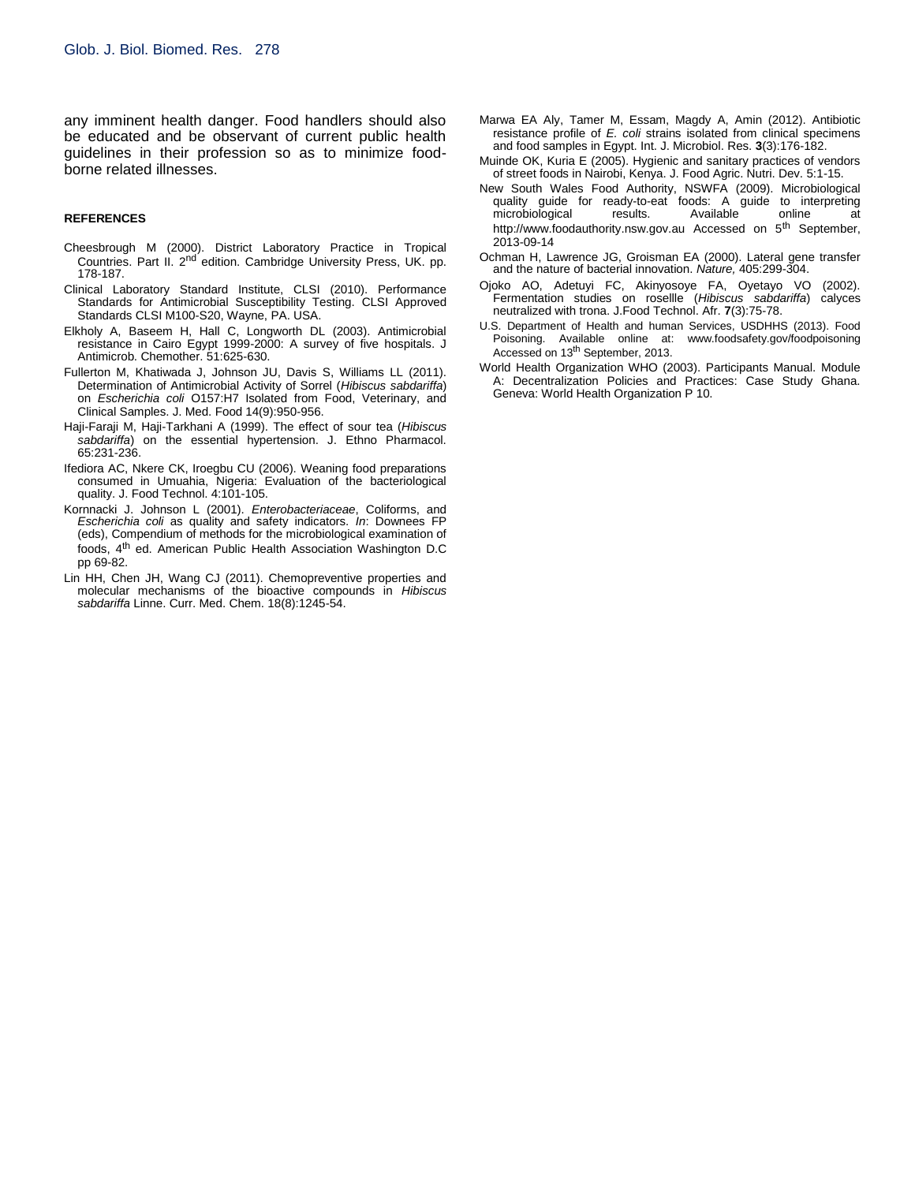any imminent health danger. Food handlers should also be educated and be observant of current public health guidelines in their profession so as to minimize food-borne related illnesses.

## REFERENCES

Cheesbrough M (2000). District Laboratory Practice in Tropical Countries. Part II. 2nd edition. Cambridge University Press, UK. pp. 178-187.

Clinical Laboratory Standard Institute, CLSI (2010). Performance Standards for Antimicrobial Susceptibility Testing. CLSI Approved Standards CLSI M100-S20, Wayne, PA. USA.

Elkholy A, Baseem H, Hall C, Longworth DL (2003). Antimicrobial resistance in Cairo Egypt 1999-2000: A survey of five hospitals. J Antimicrob. Chemother. 51:625-630.

Fullerton M, Khatiwada J, Johnson JU, Davis S, Williams LL (2011). Determination of Antimicrobial Activity of Sorrel (*Hibiscus sabdariffa*) on *Escherichia coli* O157:H7 Isolated from Food, Veterinary, and Clinical Samples. J. Med. Food 14(9):950-956.

Haji-Faraji M, Haji-Tarkhani A (1999). The effect of sour tea (*Hibiscus sabdariffa*) on the essential hypertension. J. Ethno Pharmacol. 65:231-236.

Ifediora AC, Nkere CK, Iroegbu CU (2006). Weaning food preparations consumed in Umuahia, Nigeria: Evaluation of the bacteriological quality. J. Food Technol. 4:101-105.

Kornnacki J. Johnson L (2001). *Enterobacteriaceae*, Coliforms, and *Escherichia coli* as quality and safety indicators. *In*: Downees FP (eds), Compendium of methods for the microbiological examination of foods, 4th ed. American Public Health Association Washington D.C pp 69-82.

Lin HH, Chen JH, Wang CJ (2011). Chemopreventive properties and molecular mechanisms of the bioactive compounds in *Hibiscus sabdariffa* Linne. Curr. Med. Chem. 18(8):1245-54.

Marwa EA Aly, Tamer M, Essam, Magdy A, Amin (2012). Antibiotic resistance profile of *E. coli* strains isolated from clinical specimens and food samples in Egypt. Int. J. Microbiol. Res. **3**(3):176-182.

Muinde OK, Kuria E (2005). Hygienic and sanitary practices of vendors of street foods in Nairobi, Kenya. J. Food Agric. Nutri. Dev. 5:1-15.

New South Wales Food Authority, NSWFA (2009). Microbiological quality guide for ready-to-eat foods: A guide to interpreting microbiological results. Available online at http://www.foodauthority.nsw.gov.au Accessed on 5th September, 2013-09-14

Ochman H, Lawrence JG, Groisman EA (2000). Lateral gene transfer and the nature of bacterial innovation. *Nature,* 405:299-304.

Ojoko AO, Adetuyi FC, Akinyosoye FA, Oyetayo VO (2002). Fermentation studies on rosellle (*Hibiscus sabdariffa*) calyces neutralized with trona. J.Food Technol. Afr. **7**(3):75-78.

U.S. Department of Health and human Services, USDHHS (2013). Food Poisoning. Available online at: www.foodsafety.gov/foodpoisoning Accessed on 13th September, 2013.

World Health Organization WHO (2003). Participants Manual. Module A: Decentralization Policies and Practices: Case Study Ghana. Geneva: World Health Organization P 10.